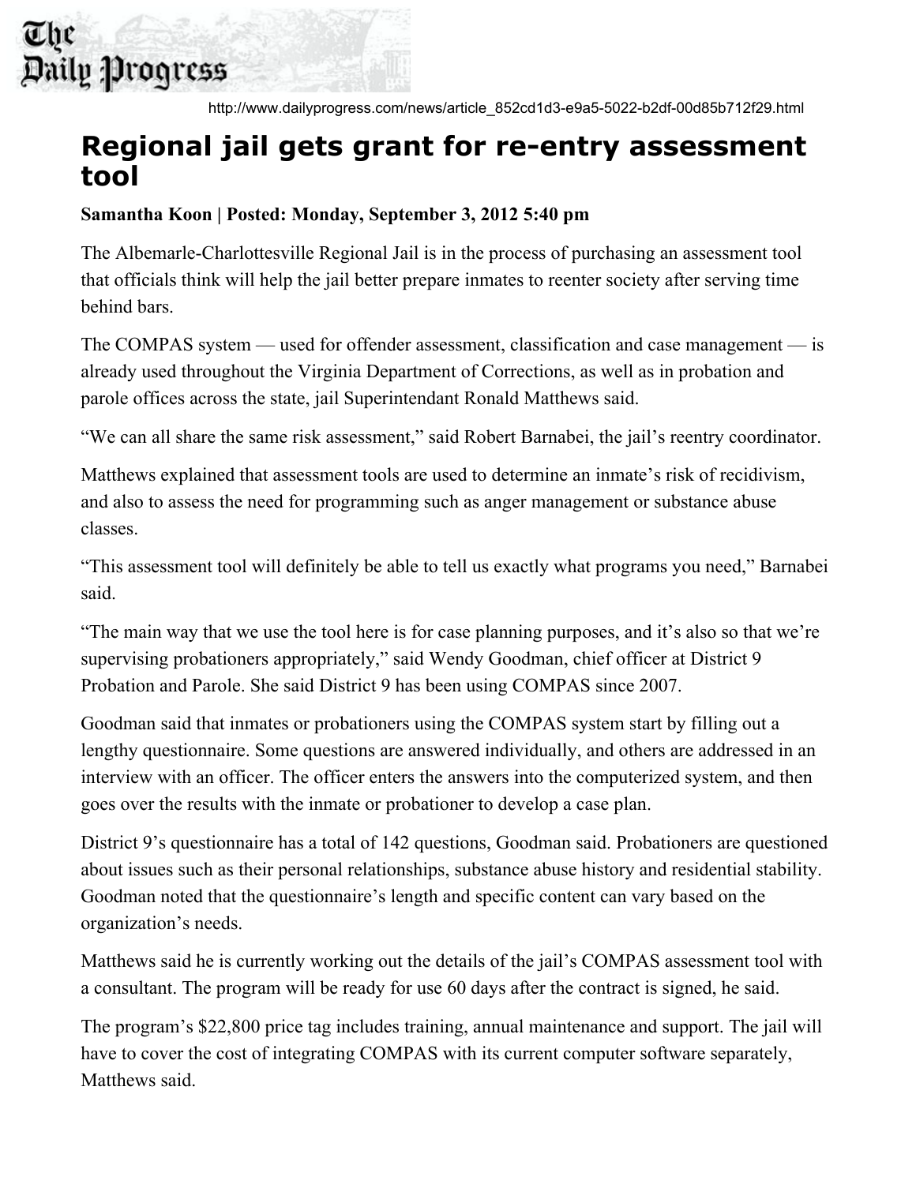The Daily Progress

http://www.dailyprogress.com/news/article_852cd1d3-e9a5-5022-b2df-00d85b712f29.html

# Regional jail gets grant for re-entry assessment tool

**Samantha Koon | Posted: Monday, September 3, 2012 5:40 pm**

The Albemarle-Charlottesville Regional Jail is in the process of purchasing an assessment tool that officials think will help the jail better prepare inmates to reenter society after serving time behind bars.

The COMPAS system — used for offender assessment, classification and case management — is already used throughout the Virginia Department of Corrections, as well as in probation and parole offices across the state, jail Superintendant Ronald Matthews said.

"We can all share the same risk assessment," said Robert Barnabei, the jail's reentry coordinator.

Matthews explained that assessment tools are used to determine an inmate's risk of recidivism, and also to assess the need for programming such as anger management or substance abuse classes.

"This assessment tool will definitely be able to tell us exactly what programs you need," Barnabei said.

"The main way that we use the tool here is for case planning purposes, and it's also so that we're supervising probationers appropriately," said Wendy Goodman, chief officer at District 9 Probation and Parole. She said District 9 has been using COMPAS since 2007.

Goodman said that inmates or probationers using the COMPAS system start by filling out a lengthy questionnaire. Some questions are answered individually, and others are addressed in an interview with an officer. The officer enters the answers into the computerized system, and then goes over the results with the inmate or probationer to develop a case plan.

District 9's questionnaire has a total of 142 questions, Goodman said. Probationers are questioned about issues such as their personal relationships, substance abuse history and residential stability. Goodman noted that the questionnaire's length and specific content can vary based on the organization's needs.

Matthews said he is currently working out the details of the jail's COMPAS assessment tool with a consultant. The program will be ready for use 60 days after the contract is signed, he said.

The program's $22,800 price tag includes training, annual maintenance and support. The jail will have to cover the cost of integrating COMPAS with its current computer software separately, Matthews said.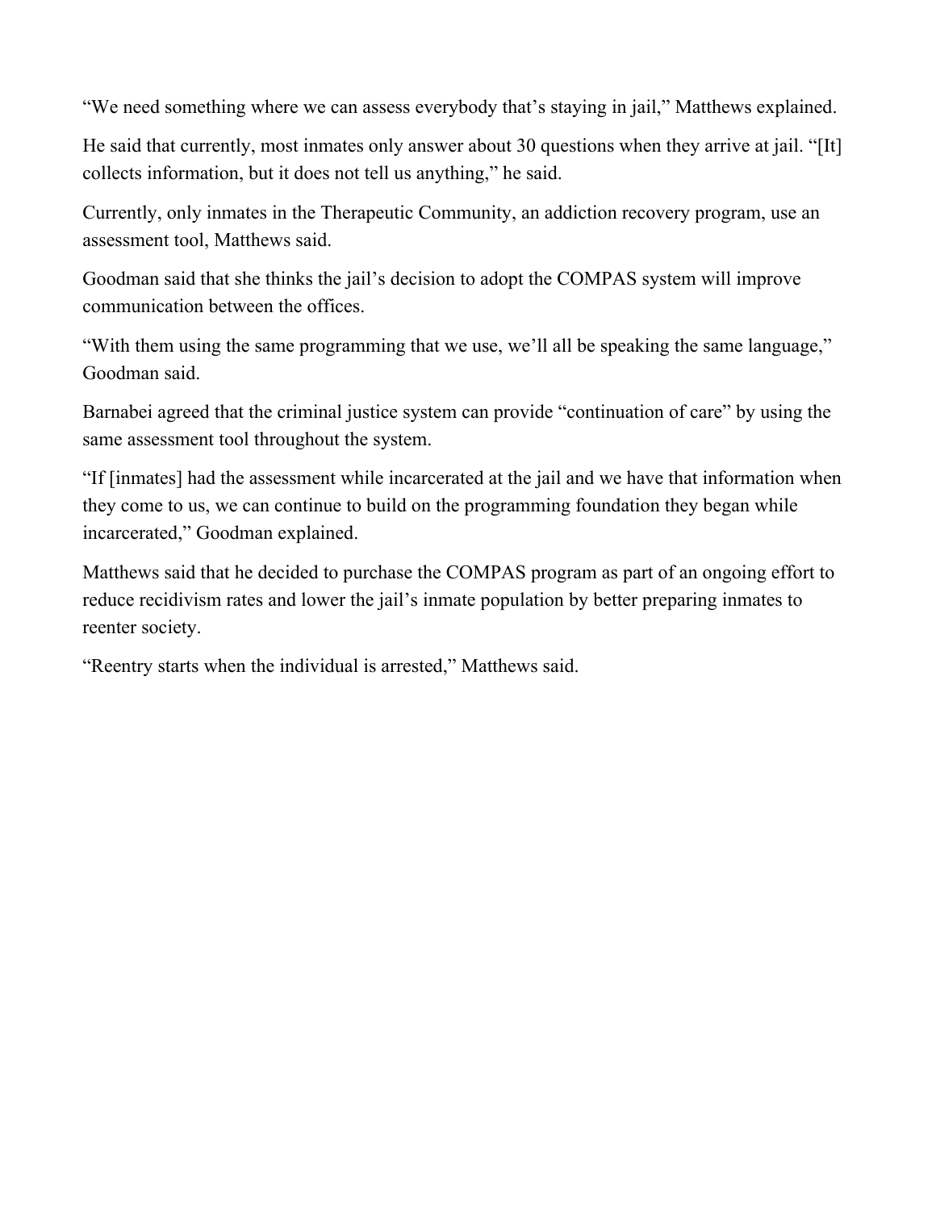“We need something where we can assess everybody that’s staying in jail,” Matthews explained.

He said that currently, most inmates only answer about 30 questions when they arrive at jail. “[It] collects information, but it does not tell us anything,” he said.

Currently, only inmates in the Therapeutic Community, an addiction recovery program, use an assessment tool, Matthews said.

Goodman said that she thinks the jail’s decision to adopt the COMPAS system will improve communication between the offices.

“With them using the same programming that we use, we’ll all be speaking the same language,” Goodman said.

Barnabei agreed that the criminal justice system can provide “continuation of care” by using the same assessment tool throughout the system.

“If [inmates] had the assessment while incarcerated at the jail and we have that information when they come to us, we can continue to build on the programming foundation they began while incarcerated,” Goodman explained.

Matthews said that he decided to purchase the COMPAS program as part of an ongoing effort to reduce recidivism rates and lower the jail’s inmate population by better preparing inmates to reenter society.

“Reentry starts when the individual is arrested,” Matthews said.